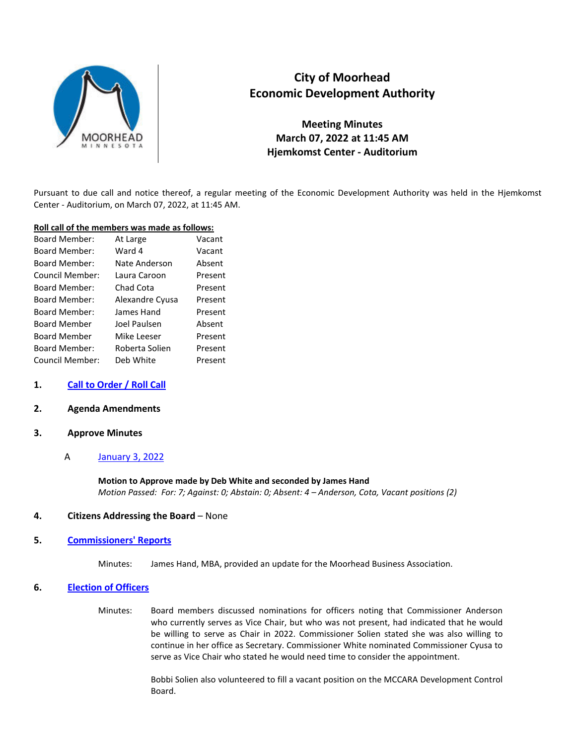# City of Moorhead
# Economic Development Authority

## Meeting Minutes
## March 07, 2022 at 11:45 AM
## Hjemkomst Center - Auditorium

Pursuant to due call and notice thereof, a regular meeting of the Economic Development Authority was held in the Hjemkomst Center - Auditorium, on March 07, 2022, at 11:45 AM.

**Roll call of the members was made as follows:**

| | | |
|---|---|---|
| Board Member: | At Large | Vacant |
| Board Member: | Ward 4 | Vacant |
| Board Member: | Nate Anderson | Absent |
| Council Member: | Laura Caroon | Present |
| Board Member: | Chad Cota | Present |
| Board Member: | Alexandre Cyusa | Present |
| Board Member: | James Hand | Present |
| Board Member | Joel Paulsen | Absent |
| Board Member | Mike Leeser | Present |
| Board Member: | Roberta Solien | Present |
| Council Member: | Deb White | Present |

**1. Call to Order / Roll Call**

**2. Agenda Amendments**

**3. Approve Minutes**

A. January 3, 2022

**Motion to Approve made by Deb White and seconded by James Hand**
*Motion Passed: For: 7; Against: 0; Abstain: 0; Absent: 4 – Anderson, Cota, Vacant positions (2)*

**4. Citizens Addressing the Board** – None

**5. Commissioners' Reports**

Minutes: James Hand, MBA, provided an update for the Moorhead Business Association.

**6. Election of Officers**

Minutes: Board members discussed nominations for officers noting that Commissioner Anderson who currently serves as Vice Chair, but who was not present, had indicated that he would be willing to serve as Chair in 2022. Commissioner Solien stated she was also willing to continue in her office as Secretary. Commissioner White nominated Commissioner Cyusa to serve as Vice Chair who stated he would need time to consider the appointment.

Bobbi Solien also volunteered to fill a vacant position on the MCCARA Development Control Board.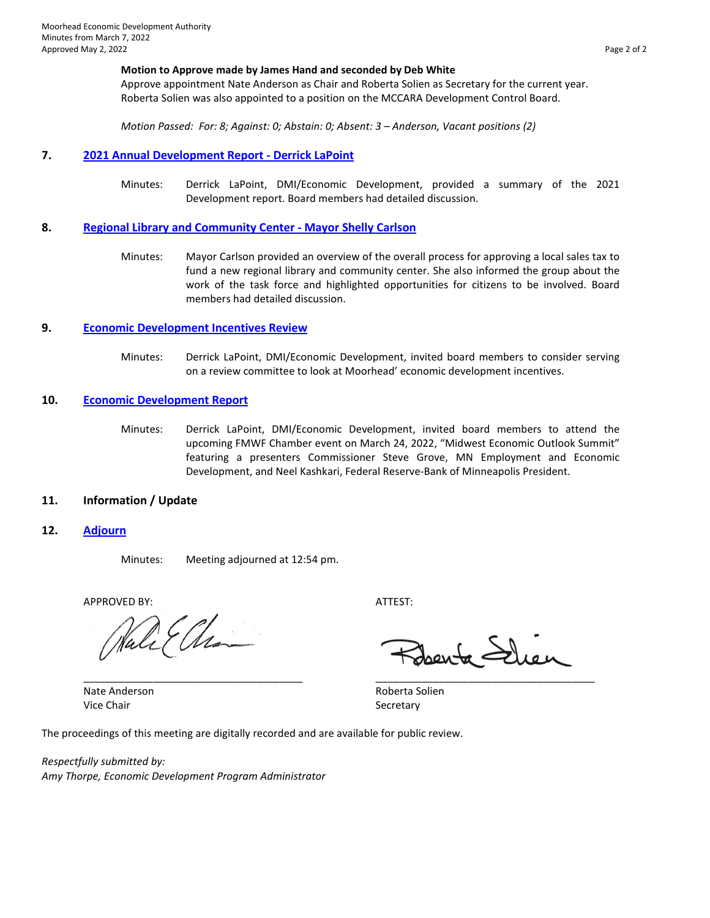**Motion to Approve made by James Hand and seconded by Deb White**
Approve appointment Nate Anderson as Chair and Roberta Solien as Secretary for the current year. Roberta Solien was also appointed to a position on the MCCARA Development Control Board.

*Motion Passed: For: 8; Against: 0; Abstain: 0; Absent: 3 – Anderson, Vacant positions (2)*

## 7. 2021 Annual Development Report - Derrick LaPoint

Minutes: Derrick LaPoint, DMI/Economic Development, provided a summary of the 2021 Development report. Board members had detailed discussion.

## 8. Regional Library and Community Center - Mayor Shelly Carlson

Minutes: Mayor Carlson provided an overview of the overall process for approving a local sales tax to fund a new regional library and community center. She also informed the group about the work of the task force and highlighted opportunities for citizens to be involved. Board members had detailed discussion.

## 9. Economic Development Incentives Review

Minutes: Derrick LaPoint, DMI/Economic Development, invited board members to consider serving on a review committee to look at Moorhead' economic development incentives.

## 10. Economic Development Report

Minutes: Derrick LaPoint, DMI/Economic Development, invited board members to attend the upcoming FMWF Chamber event on March 24, 2022, "Midwest Economic Outlook Summit" featuring a presenters Commissioner Steve Grove, MN Employment and Economic Development, and Neel Kashkari, Federal Reserve-Bank of Minneapolis President.

## 11. Information / Update

## 12. Adjourn

Minutes: Meeting adjourned at 12:54 pm.

APPROVED BY:

______________________________________
Nate Anderson
Vice Chair

ATTEST:

______________________________________
Roberta Solien
Secretary

The proceedings of this meeting are digitally recorded and are available for public review.

*Respectfully submitted by:*
*Amy Thorpe, Economic Development Program Administrator*